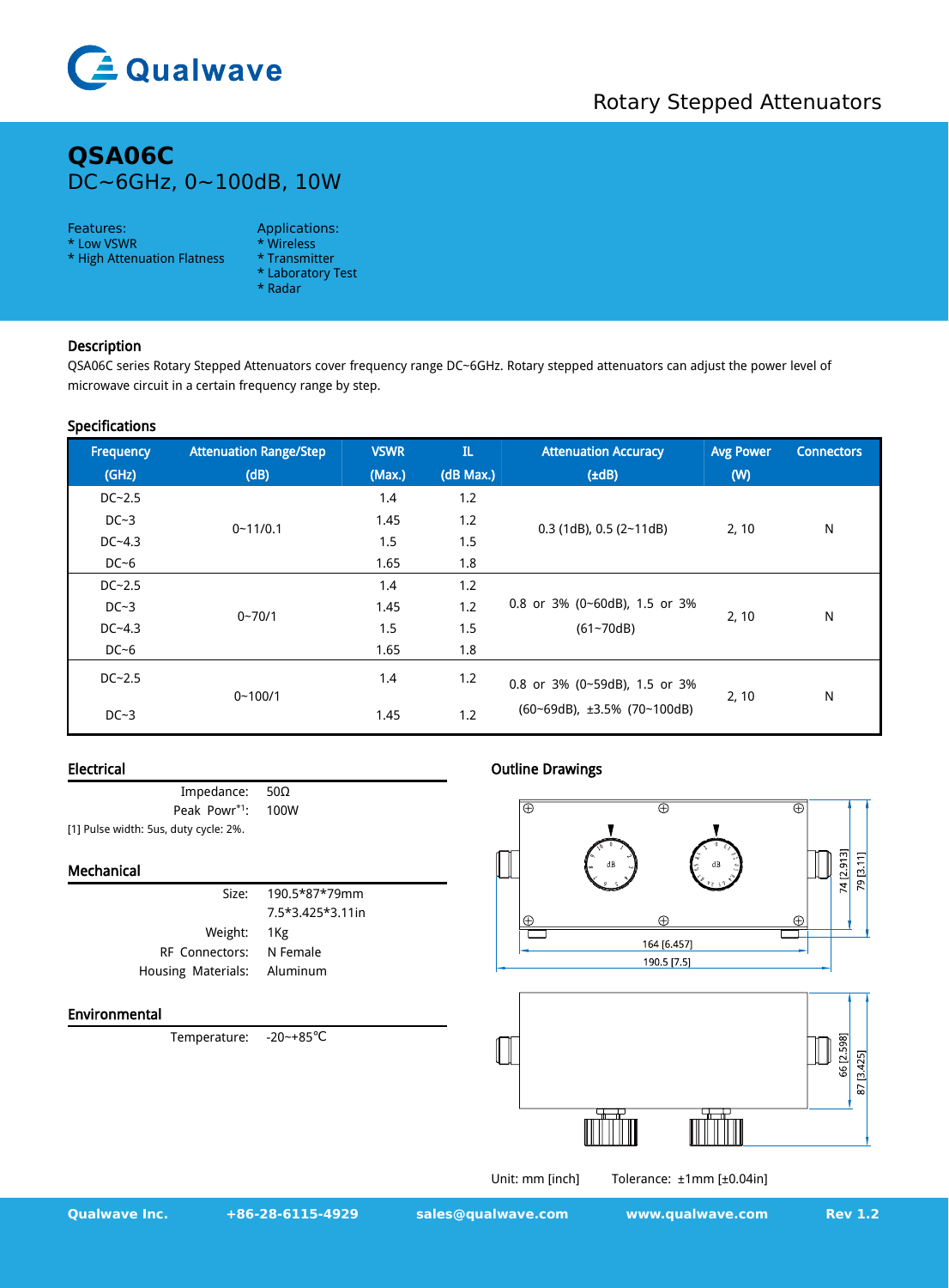Qualwave

Rotary Stepped Attenuators

# QSA06C

DC~6GHz, 0~100dB, 10W

Features:
* Low VSWR
* High Attenuation Flatness

Applications:
* Wireless
* Transmitter
* Laboratory Test
* Radar

## Description

QSA06C series Rotary Stepped Attenuators cover frequency range DC~6GHz. Rotary stepped attenuators can adjust the power level of microwave circuit in a certain frequency range by step.

## Specifications

| Frequency (GHz) | Attenuation Range/Step (dB) | VSWR (Max.) | IL (dB Max.) | Attenuation Accuracy (±dB) | Avg Power (W) | Connectors |
|---|---|---|---|---|---|---|
| DC~2.5 | 0~11/0.1 | 1.4 | 1.2 | 0.3 (1dB), 0.5 (2~11dB) | 2, 10 | N |
| DC~3 | | 1.45 | 1.2 | | | |
| DC~4.3 | | 1.5 | 1.5 | | | |
| DC~6 | | 1.65 | 1.8 | | | |
| DC~2.5 | 0~70/1 | 1.4 | 1.2 | 0.8 or 3% (0~60dB), 1.5 or 3% (61~70dB) | 2, 10 | N |
| DC~3 | | 1.45 | 1.2 | | | |
| DC~4.3 | | 1.5 | 1.5 | | | |
| DC~6 | | 1.65 | 1.8 | | | |
| DC~2.5 | 0~100/1 | 1.4 | 1.2 | 0.8 or 3% (0~59dB), 1.5 or 3% (60~69dB), ±3.5% (70~100dB) | 2, 10 | N |
| DC~3 | | 1.45 | 1.2 | | | |

## Electrical

| | |
|---|---|
| Impedance: | 50Ω |
| Peak Powr*1: | 100W |

[1] Pulse width: 5us, duty cycle: 2%.

## Mechanical

| | |
|---|---|
| Size: | 190.5*87*79mm<br>7.5*3.425*3.11in |
| Weight: | 1Kg |
| RF Connectors: | N Female |
| Housing Materials: | Aluminum |

## Environmental

| | |
|---|---|
| Temperature: | -20~+85℃ |

## Outline Drawings

164 [6.457]
190.5 [7.5]
74 [2.913]
79 [3.11]
66 [2.598]
87 [3.425]

Unit: mm [inch]  Tolerance: ±1mm [±0.04in]

Qualwave Inc. +86-28-6115-4929 sales@qualwave.com www.qualwave.com Rev 1.2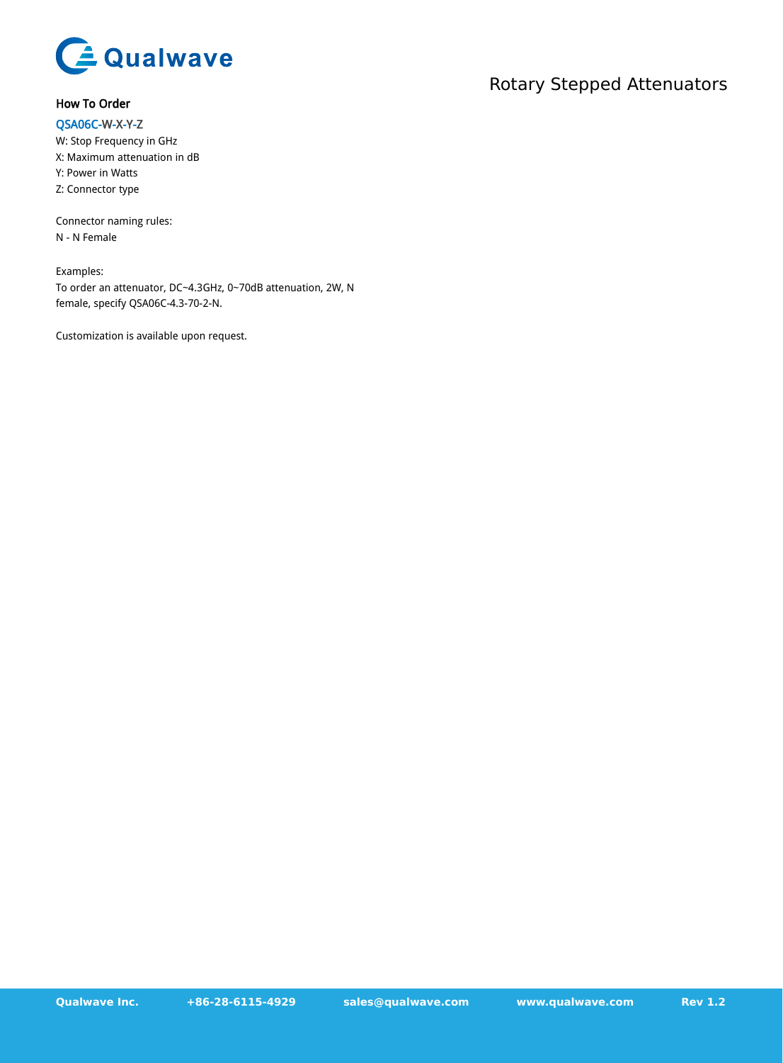## How To Order

QSA06C-W-X-Y-Z

W: Stop Frequency in GHz
X: Maximum attenuation in dB
Y: Power in Watts
Z: Connector type

Connector naming rules:
N - N Female

Examples:
To order an attenuator, DC~4.3GHz, 0~70dB attenuation, 2W, N female, specify QSA06C-4.3-70-2-N.

Customization is available upon request.